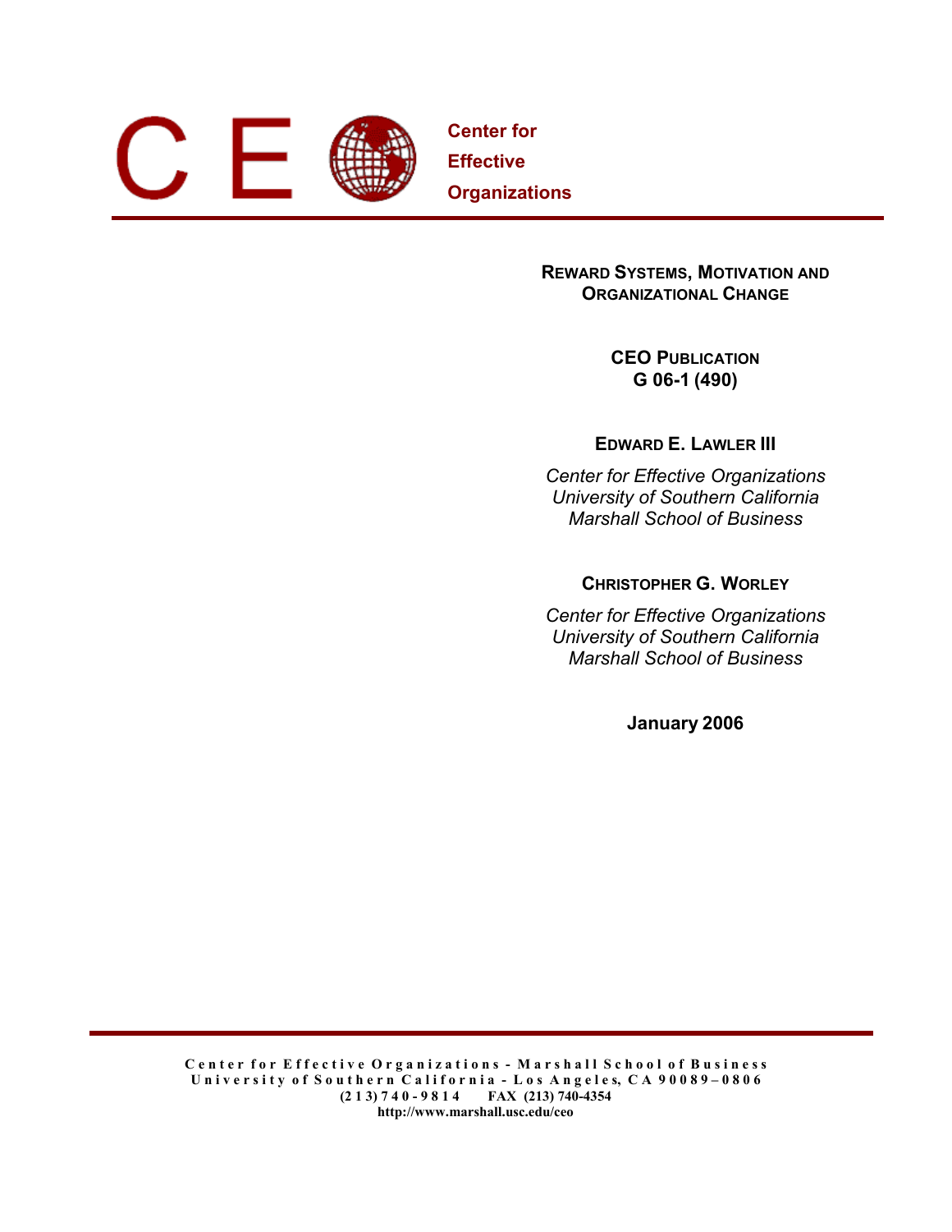C E

**Center for Effective Organizations**

# Reward Systems, Motivation and Organizational Change

**CEO Publication**
**G 06-1 (490)**

**Edward E. Lawler III**

*Center for Effective Organizations*
*University of Southern California*
*Marshall School of Business*

**Christopher G. Worley**

*Center for Effective Organizations*
*University of Southern California*
*Marshall School of Business*

**January 2006**

Center for Effective Organizations - Marshall School of Business
University of Southern California - Los Angeles, CA 90089–0806
(213) 740-9814    FAX (213) 740-4354
http://www.marshall.usc.edu/ceo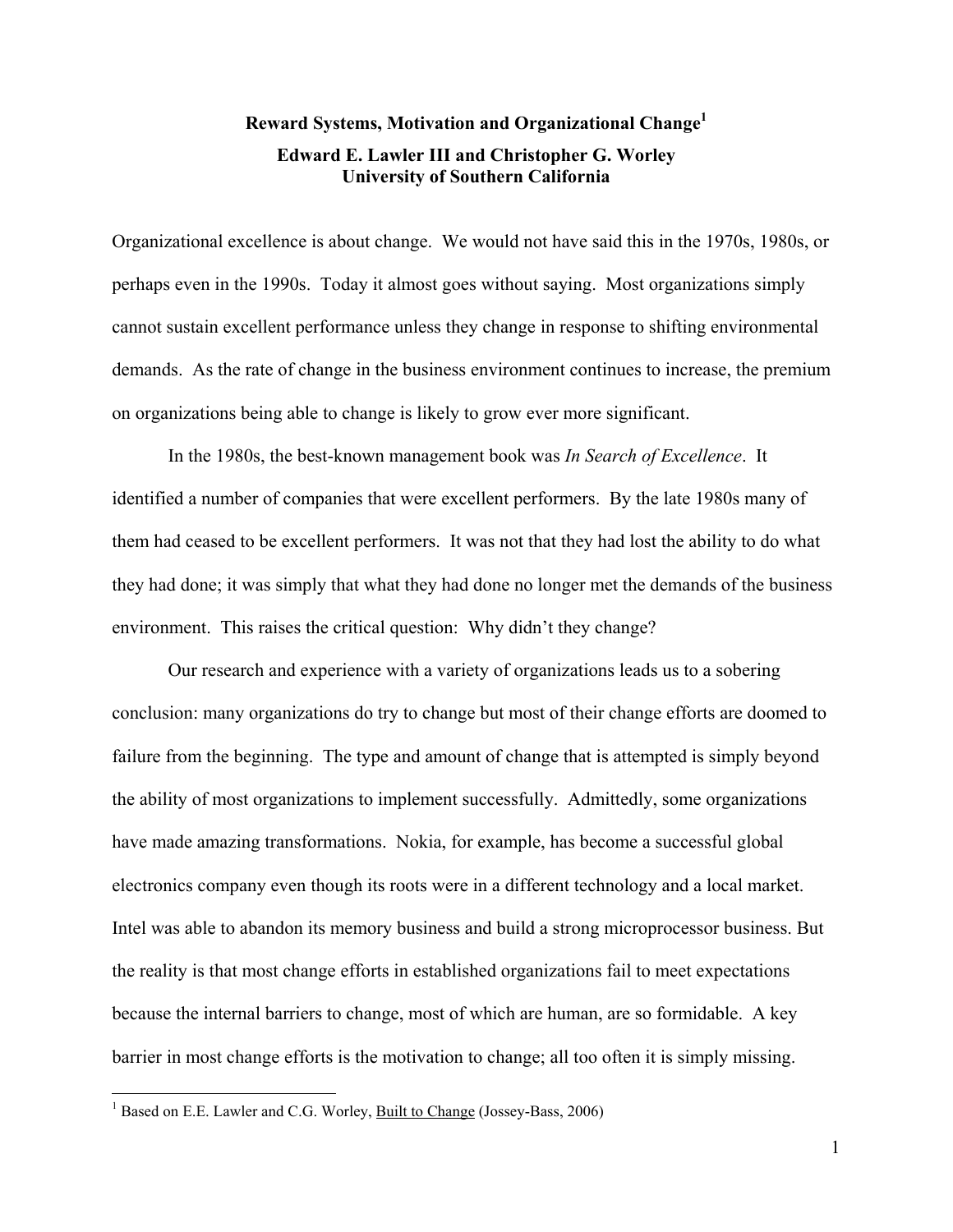# Reward Systems, Motivation and Organizational Change[1]

**Edward E. Lawler III and Christopher G. Worley**
**University of Southern California**

Organizational excellence is about change. We would not have said this in the 1970s, 1980s, or perhaps even in the 1990s. Today it almost goes without saying. Most organizations simply cannot sustain excellent performance unless they change in response to shifting environmental demands. As the rate of change in the business environment continues to increase, the premium on organizations being able to change is likely to grow ever more significant.

In the 1980s, the best-known management book was *In Search of Excellence*. It identified a number of companies that were excellent performers. By the late 1980s many of them had ceased to be excellent performers. It was not that they had lost the ability to do what they had done; it was simply that what they had done no longer met the demands of the business environment. This raises the critical question: Why didn't they change?

Our research and experience with a variety of organizations leads us to a sobering conclusion: many organizations do try to change but most of their change efforts are doomed to failure from the beginning. The type and amount of change that is attempted is simply beyond the ability of most organizations to implement successfully. Admittedly, some organizations have made amazing transformations. Nokia, for example, has become a successful global electronics company even though its roots were in a different technology and a local market. Intel was able to abandon its memory business and build a strong microprocessor business. But the reality is that most change efforts in established organizations fail to meet expectations because the internal barriers to change, most of which are human, are so formidable. A key barrier in most change efforts is the motivation to change; all too often it is simply missing.

---

[1] Based on E.E. Lawler and C.G. Worley, Built to Change (Jossey-Bass, 2006)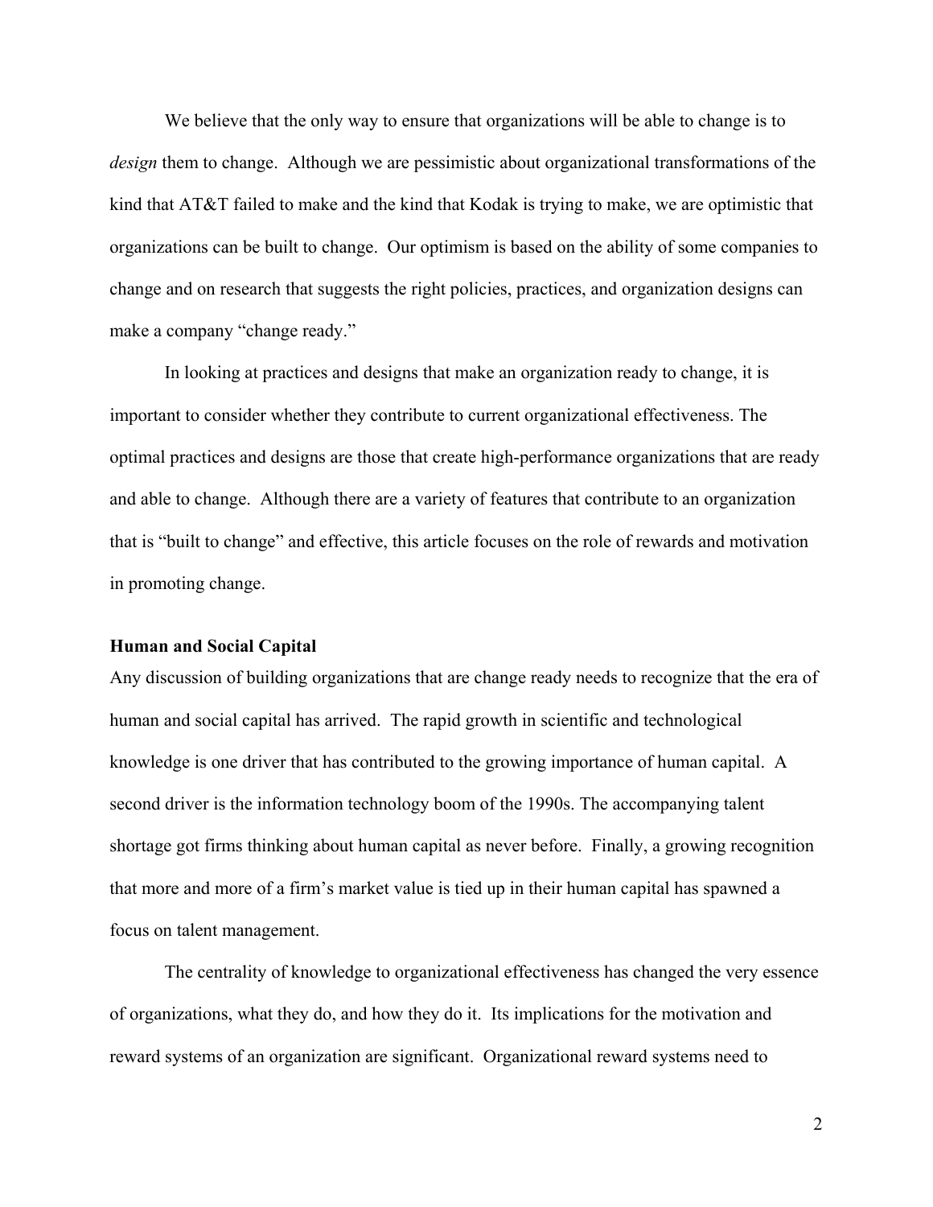We believe that the only way to ensure that organizations will be able to change is to *design* them to change. Although we are pessimistic about organizational transformations of the kind that AT&T failed to make and the kind that Kodak is trying to make, we are optimistic that organizations can be built to change. Our optimism is based on the ability of some companies to change and on research that suggests the right policies, practices, and organization designs can make a company "change ready."

In looking at practices and designs that make an organization ready to change, it is important to consider whether they contribute to current organizational effectiveness. The optimal practices and designs are those that create high-performance organizations that are ready and able to change. Although there are a variety of features that contribute to an organization that is "built to change" and effective, this article focuses on the role of rewards and motivation in promoting change.

**Human and Social Capital**

Any discussion of building organizations that are change ready needs to recognize that the era of human and social capital has arrived. The rapid growth in scientific and technological knowledge is one driver that has contributed to the growing importance of human capital. A second driver is the information technology boom of the 1990s. The accompanying talent shortage got firms thinking about human capital as never before. Finally, a growing recognition that more and more of a firm's market value is tied up in their human capital has spawned a focus on talent management.

The centrality of knowledge to organizational effectiveness has changed the very essence of organizations, what they do, and how they do it. Its implications for the motivation and reward systems of an organization are significant. Organizational reward systems need to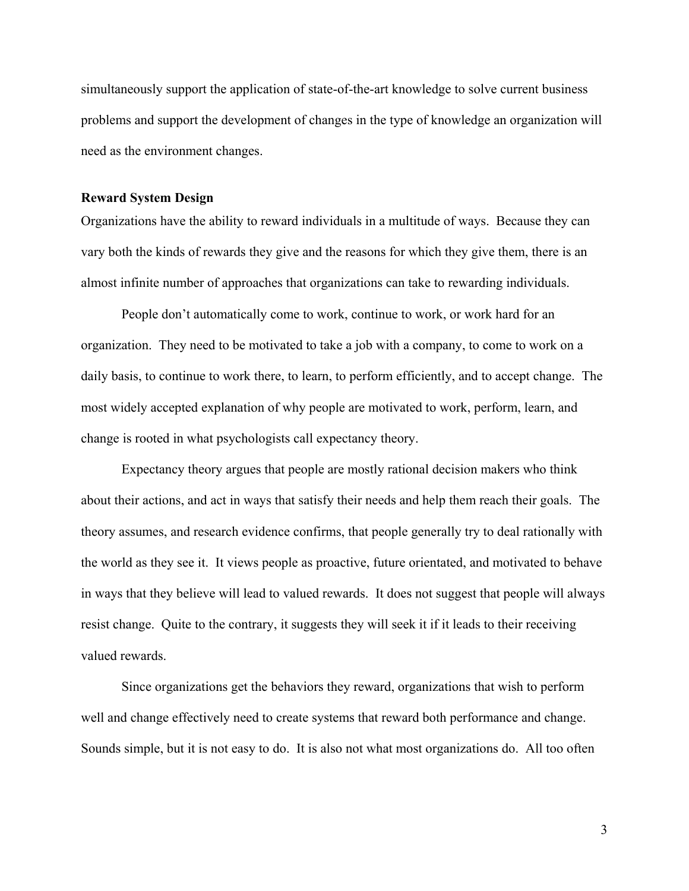simultaneously support the application of state-of-the-art knowledge to solve current business problems and support the development of changes in the type of knowledge an organization will need as the environment changes.

**Reward System Design**

Organizations have the ability to reward individuals in a multitude of ways. Because they can vary both the kinds of rewards they give and the reasons for which they give them, there is an almost infinite number of approaches that organizations can take to rewarding individuals.

People don't automatically come to work, continue to work, or work hard for an organization. They need to be motivated to take a job with a company, to come to work on a daily basis, to continue to work there, to learn, to perform efficiently, and to accept change. The most widely accepted explanation of why people are motivated to work, perform, learn, and change is rooted in what psychologists call expectancy theory.

Expectancy theory argues that people are mostly rational decision makers who think about their actions, and act in ways that satisfy their needs and help them reach their goals. The theory assumes, and research evidence confirms, that people generally try to deal rationally with the world as they see it. It views people as proactive, future orientated, and motivated to behave in ways that they believe will lead to valued rewards. It does not suggest that people will always resist change. Quite to the contrary, it suggests they will seek it if it leads to their receiving valued rewards.

Since organizations get the behaviors they reward, organizations that wish to perform well and change effectively need to create systems that reward both performance and change. Sounds simple, but it is not easy to do. It is also not what most organizations do. All too often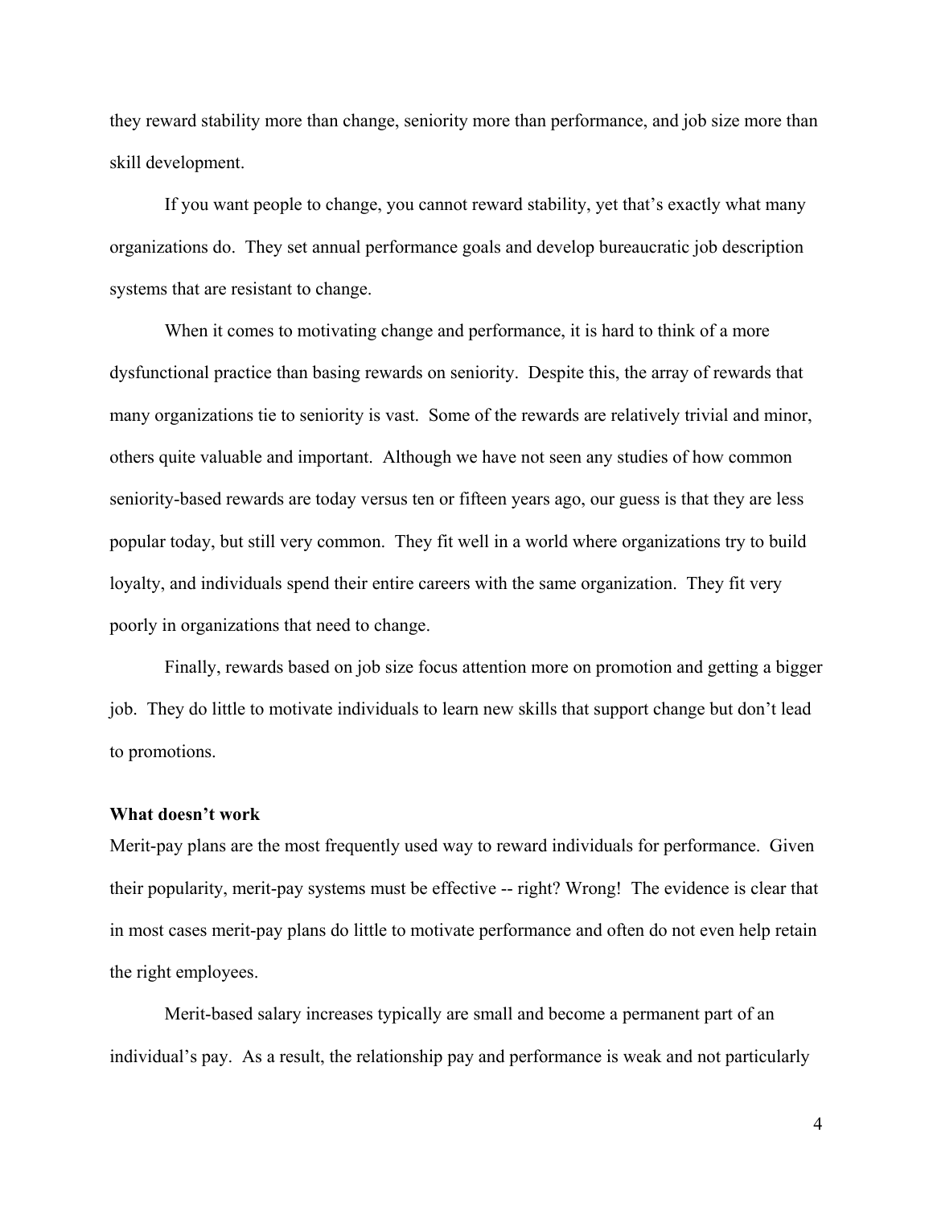they reward stability more than change, seniority more than performance, and job size more than skill development.

If you want people to change, you cannot reward stability, yet that's exactly what many organizations do. They set annual performance goals and develop bureaucratic job description systems that are resistant to change.

When it comes to motivating change and performance, it is hard to think of a more dysfunctional practice than basing rewards on seniority. Despite this, the array of rewards that many organizations tie to seniority is vast. Some of the rewards are relatively trivial and minor, others quite valuable and important. Although we have not seen any studies of how common seniority-based rewards are today versus ten or fifteen years ago, our guess is that they are less popular today, but still very common. They fit well in a world where organizations try to build loyalty, and individuals spend their entire careers with the same organization. They fit very poorly in organizations that need to change.

Finally, rewards based on job size focus attention more on promotion and getting a bigger job. They do little to motivate individuals to learn new skills that support change but don't lead to promotions.

**What doesn't work**

Merit-pay plans are the most frequently used way to reward individuals for performance. Given their popularity, merit-pay systems must be effective -- right? Wrong! The evidence is clear that in most cases merit-pay plans do little to motivate performance and often do not even help retain the right employees.

Merit-based salary increases typically are small and become a permanent part of an individual's pay. As a result, the relationship pay and performance is weak and not particularly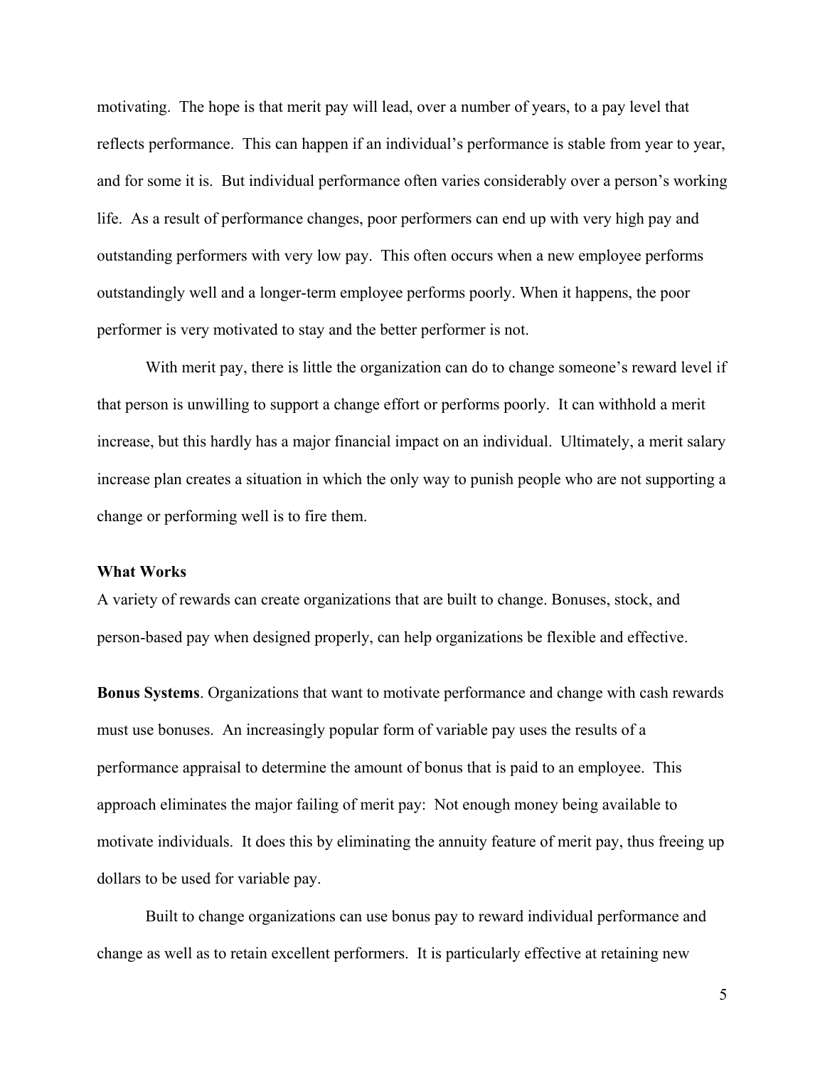motivating. The hope is that merit pay will lead, over a number of years, to a pay level that reflects performance. This can happen if an individual's performance is stable from year to year, and for some it is. But individual performance often varies considerably over a person's working life. As a result of performance changes, poor performers can end up with very high pay and outstanding performers with very low pay. This often occurs when a new employee performs outstandingly well and a longer-term employee performs poorly. When it happens, the poor performer is very motivated to stay and the better performer is not.

With merit pay, there is little the organization can do to change someone's reward level if that person is unwilling to support a change effort or performs poorly. It can withhold a merit increase, but this hardly has a major financial impact on an individual. Ultimately, a merit salary increase plan creates a situation in which the only way to punish people who are not supporting a change or performing well is to fire them.

**What Works**

A variety of rewards can create organizations that are built to change. Bonuses, stock, and person-based pay when designed properly, can help organizations be flexible and effective.

**Bonus Systems**. Organizations that want to motivate performance and change with cash rewards must use bonuses. An increasingly popular form of variable pay uses the results of a performance appraisal to determine the amount of bonus that is paid to an employee. This approach eliminates the major failing of merit pay: Not enough money being available to motivate individuals. It does this by eliminating the annuity feature of merit pay, thus freeing up dollars to be used for variable pay.

Built to change organizations can use bonus pay to reward individual performance and change as well as to retain excellent performers. It is particularly effective at retaining new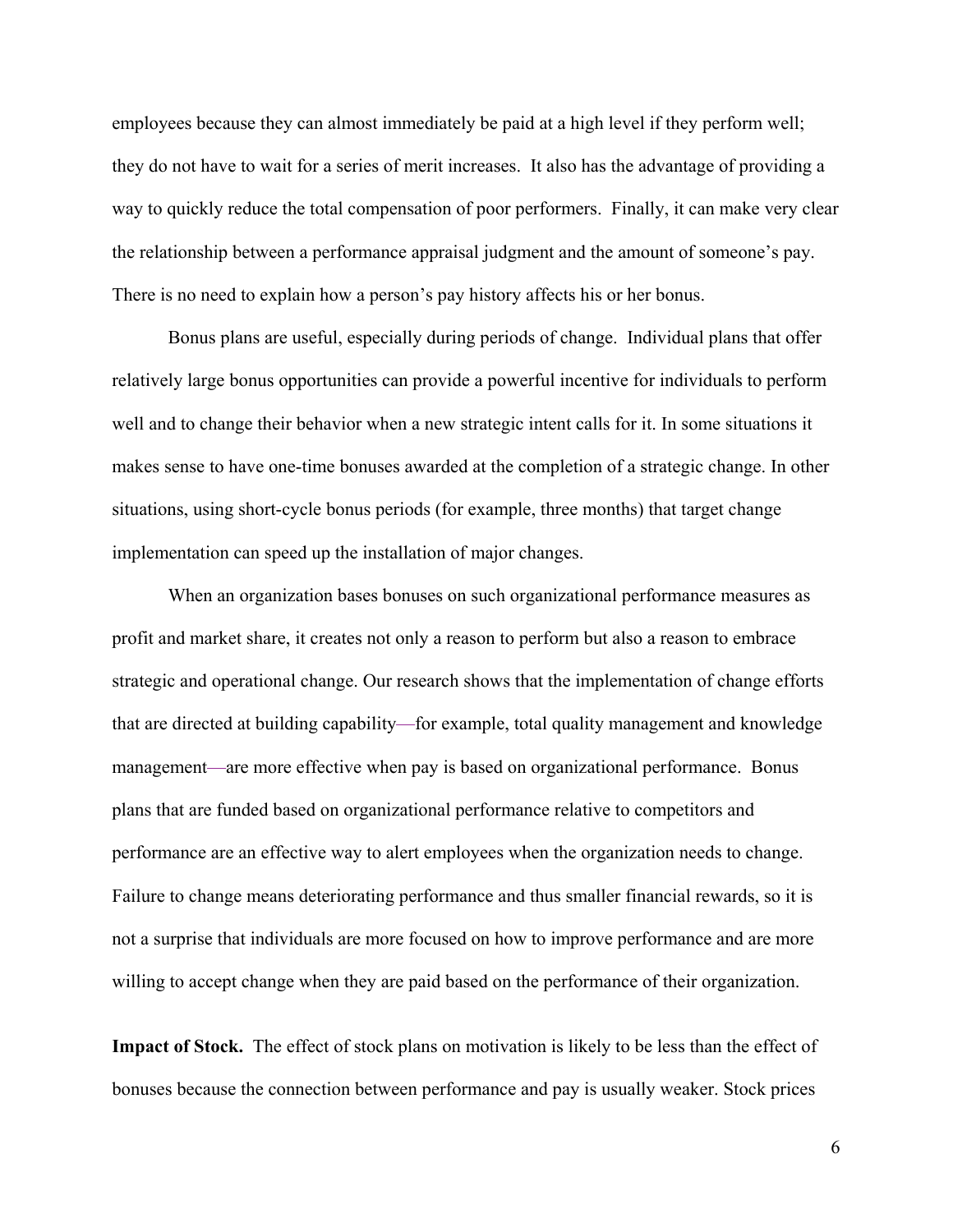employees because they can almost immediately be paid at a high level if they perform well; they do not have to wait for a series of merit increases. It also has the advantage of providing a way to quickly reduce the total compensation of poor performers. Finally, it can make very clear the relationship between a performance appraisal judgment and the amount of someone's pay. There is no need to explain how a person's pay history affects his or her bonus.

Bonus plans are useful, especially during periods of change. Individual plans that offer relatively large bonus opportunities can provide a powerful incentive for individuals to perform well and to change their behavior when a new strategic intent calls for it. In some situations it makes sense to have one-time bonuses awarded at the completion of a strategic change. In other situations, using short-cycle bonus periods (for example, three months) that target change implementation can speed up the installation of major changes.

When an organization bases bonuses on such organizational performance measures as profit and market share, it creates not only a reason to perform but also a reason to embrace strategic and operational change. Our research shows that the implementation of change efforts that are directed at building capability—for example, total quality management and knowledge management—are more effective when pay is based on organizational performance. Bonus plans that are funded based on organizational performance relative to competitors and performance are an effective way to alert employees when the organization needs to change. Failure to change means deteriorating performance and thus smaller financial rewards, so it is not a surprise that individuals are more focused on how to improve performance and are more willing to accept change when they are paid based on the performance of their organization.

**Impact of Stock.** The effect of stock plans on motivation is likely to be less than the effect of bonuses because the connection between performance and pay is usually weaker. Stock prices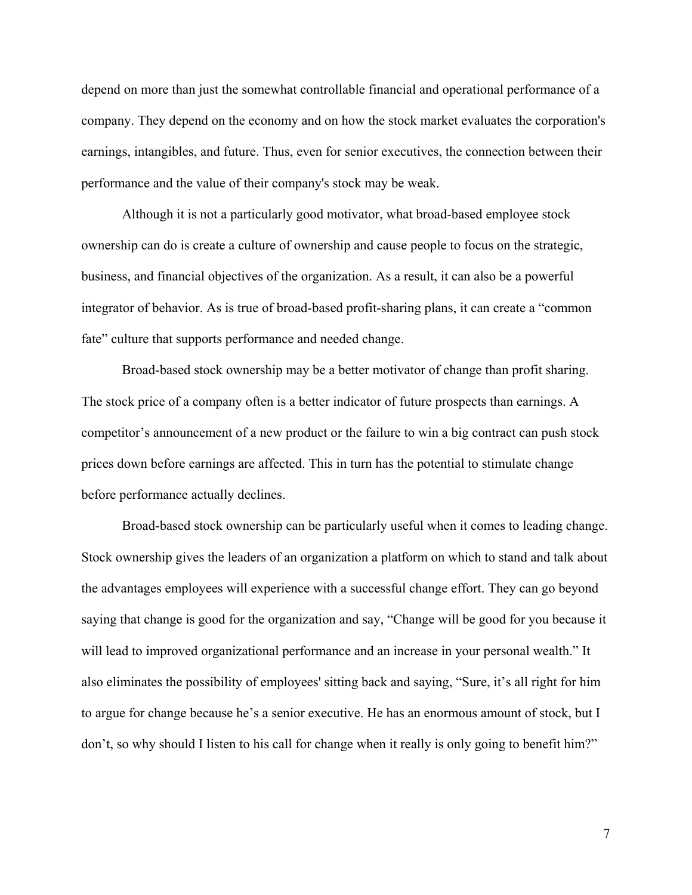depend on more than just the somewhat controllable financial and operational performance of a company. They depend on the economy and on how the stock market evaluates the corporation's earnings, intangibles, and future. Thus, even for senior executives, the connection between their performance and the value of their company's stock may be weak.

Although it is not a particularly good motivator, what broad-based employee stock ownership can do is create a culture of ownership and cause people to focus on the strategic, business, and financial objectives of the organization. As a result, it can also be a powerful integrator of behavior. As is true of broad-based profit-sharing plans, it can create a "common fate" culture that supports performance and needed change.

Broad-based stock ownership may be a better motivator of change than profit sharing. The stock price of a company often is a better indicator of future prospects than earnings. A competitor's announcement of a new product or the failure to win a big contract can push stock prices down before earnings are affected. This in turn has the potential to stimulate change before performance actually declines.

Broad-based stock ownership can be particularly useful when it comes to leading change. Stock ownership gives the leaders of an organization a platform on which to stand and talk about the advantages employees will experience with a successful change effort. They can go beyond saying that change is good for the organization and say, "Change will be good for you because it will lead to improved organizational performance and an increase in your personal wealth." It also eliminates the possibility of employees' sitting back and saying, "Sure, it's all right for him to argue for change because he's a senior executive. He has an enormous amount of stock, but I don't, so why should I listen to his call for change when it really is only going to benefit him?"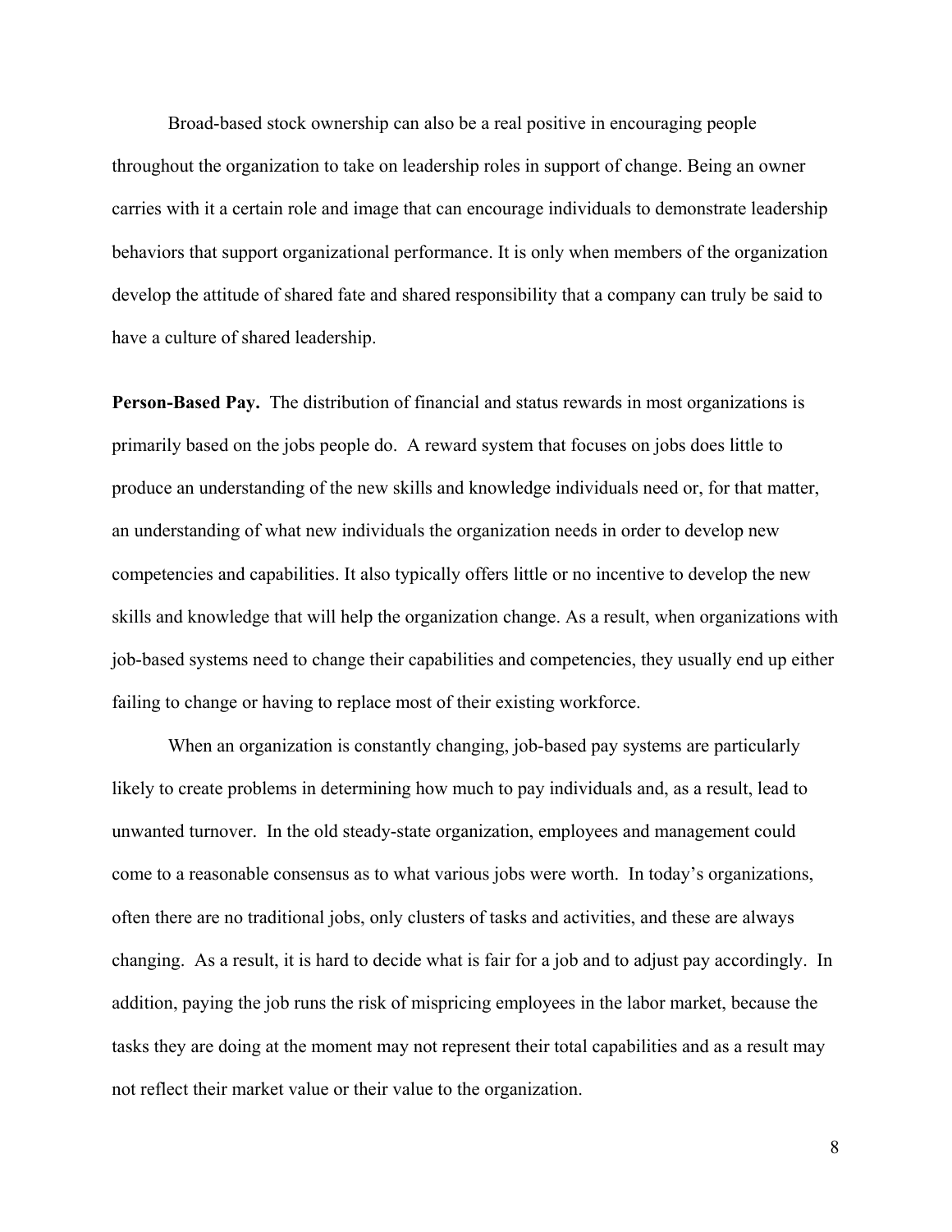Broad-based stock ownership can also be a real positive in encouraging people throughout the organization to take on leadership roles in support of change. Being an owner carries with it a certain role and image that can encourage individuals to demonstrate leadership behaviors that support organizational performance. It is only when members of the organization develop the attitude of shared fate and shared responsibility that a company can truly be said to have a culture of shared leadership.

**Person-Based Pay.** The distribution of financial and status rewards in most organizations is primarily based on the jobs people do. A reward system that focuses on jobs does little to produce an understanding of the new skills and knowledge individuals need or, for that matter, an understanding of what new individuals the organization needs in order to develop new competencies and capabilities. It also typically offers little or no incentive to develop the new skills and knowledge that will help the organization change. As a result, when organizations with job-based systems need to change their capabilities and competencies, they usually end up either failing to change or having to replace most of their existing workforce.

When an organization is constantly changing, job-based pay systems are particularly likely to create problems in determining how much to pay individuals and, as a result, lead to unwanted turnover. In the old steady-state organization, employees and management could come to a reasonable consensus as to what various jobs were worth. In today's organizations, often there are no traditional jobs, only clusters of tasks and activities, and these are always changing. As a result, it is hard to decide what is fair for a job and to adjust pay accordingly. In addition, paying the job runs the risk of mispricing employees in the labor market, because the tasks they are doing at the moment may not represent their total capabilities and as a result may not reflect their market value or their value to the organization.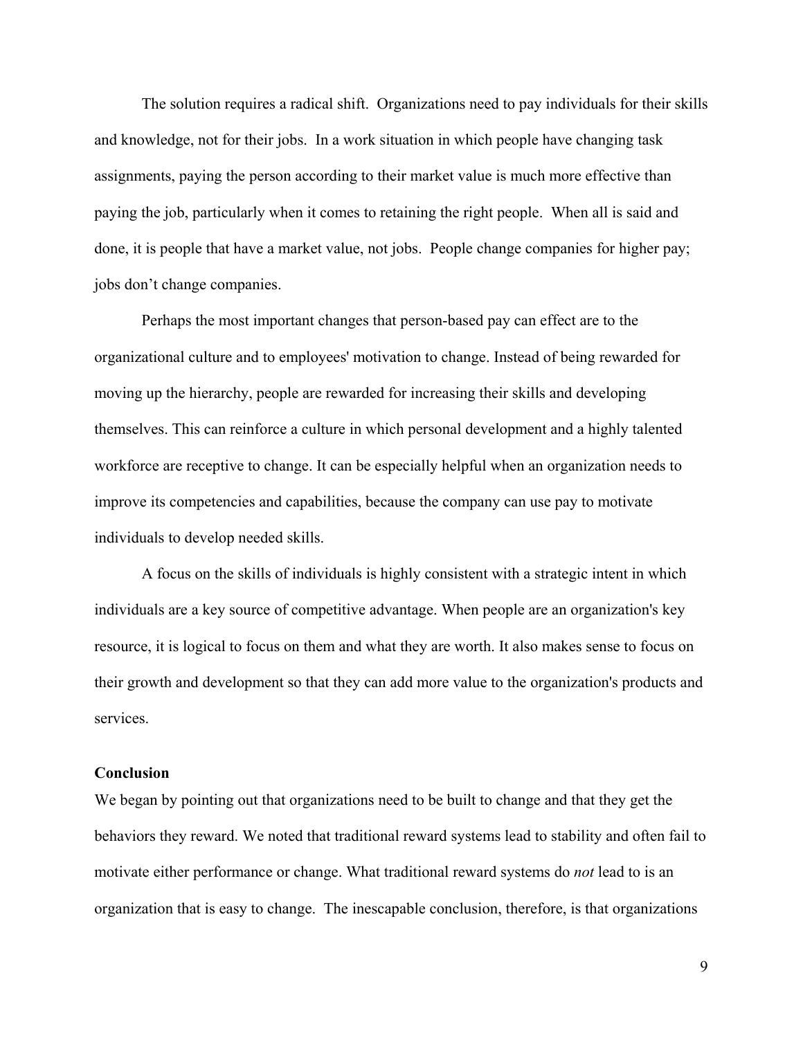The solution requires a radical shift. Organizations need to pay individuals for their skills and knowledge, not for their jobs. In a work situation in which people have changing task assignments, paying the person according to their market value is much more effective than paying the job, particularly when it comes to retaining the right people. When all is said and done, it is people that have a market value, not jobs. People change companies for higher pay; jobs don't change companies.

Perhaps the most important changes that person-based pay can effect are to the organizational culture and to employees' motivation to change. Instead of being rewarded for moving up the hierarchy, people are rewarded for increasing their skills and developing themselves. This can reinforce a culture in which personal development and a highly talented workforce are receptive to change. It can be especially helpful when an organization needs to improve its competencies and capabilities, because the company can use pay to motivate individuals to develop needed skills.

A focus on the skills of individuals is highly consistent with a strategic intent in which individuals are a key source of competitive advantage. When people are an organization's key resource, it is logical to focus on them and what they are worth. It also makes sense to focus on their growth and development so that they can add more value to the organization's products and services.

**Conclusion**

We began by pointing out that organizations need to be built to change and that they get the behaviors they reward. We noted that traditional reward systems lead to stability and often fail to motivate either performance or change. What traditional reward systems do *not* lead to is an organization that is easy to change. The inescapable conclusion, therefore, is that organizations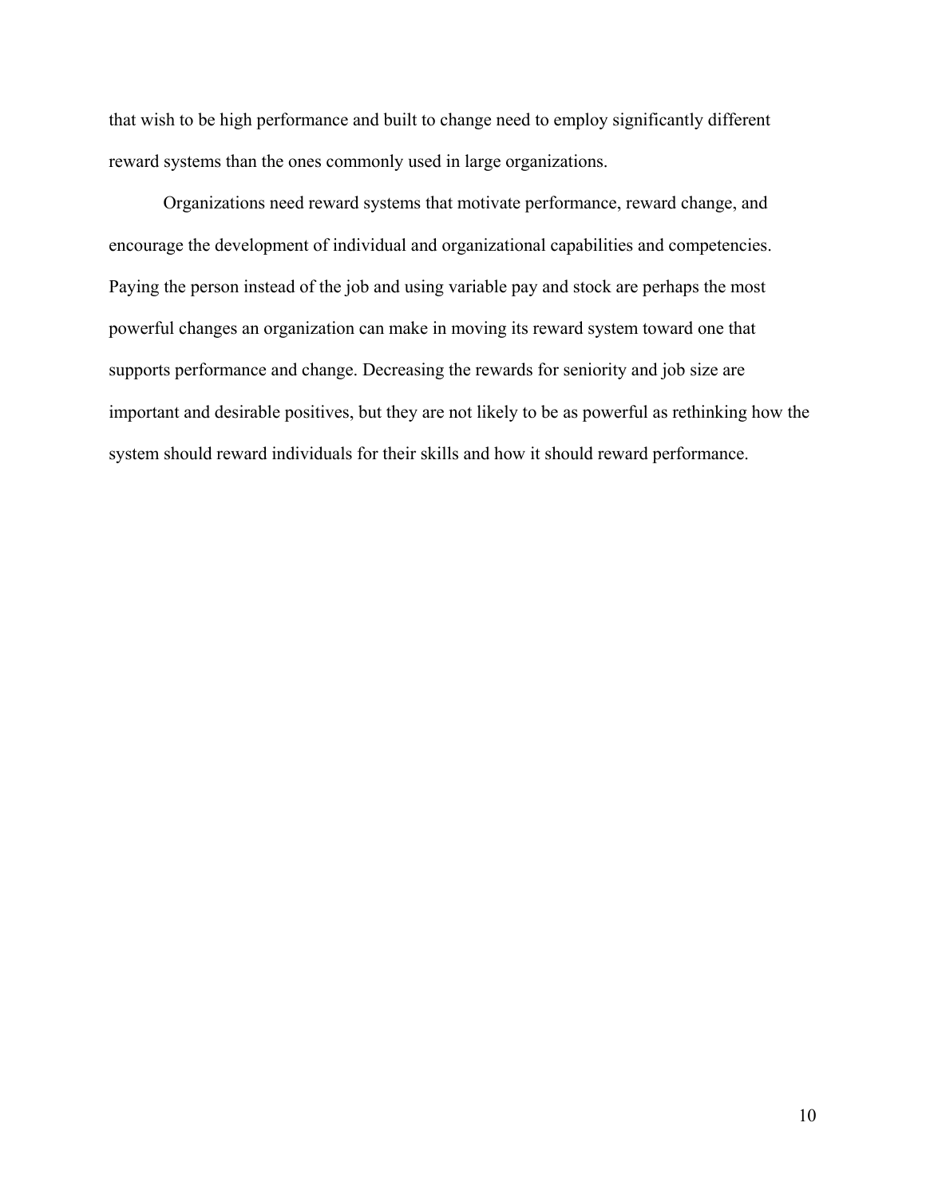that wish to be high performance and built to change need to employ significantly different reward systems than the ones commonly used in large organizations.

Organizations need reward systems that motivate performance, reward change, and encourage the development of individual and organizational capabilities and competencies. Paying the person instead of the job and using variable pay and stock are perhaps the most powerful changes an organization can make in moving its reward system toward one that supports performance and change. Decreasing the rewards for seniority and job size are important and desirable positives, but they are not likely to be as powerful as rethinking how the system should reward individuals for their skills and how it should reward performance.